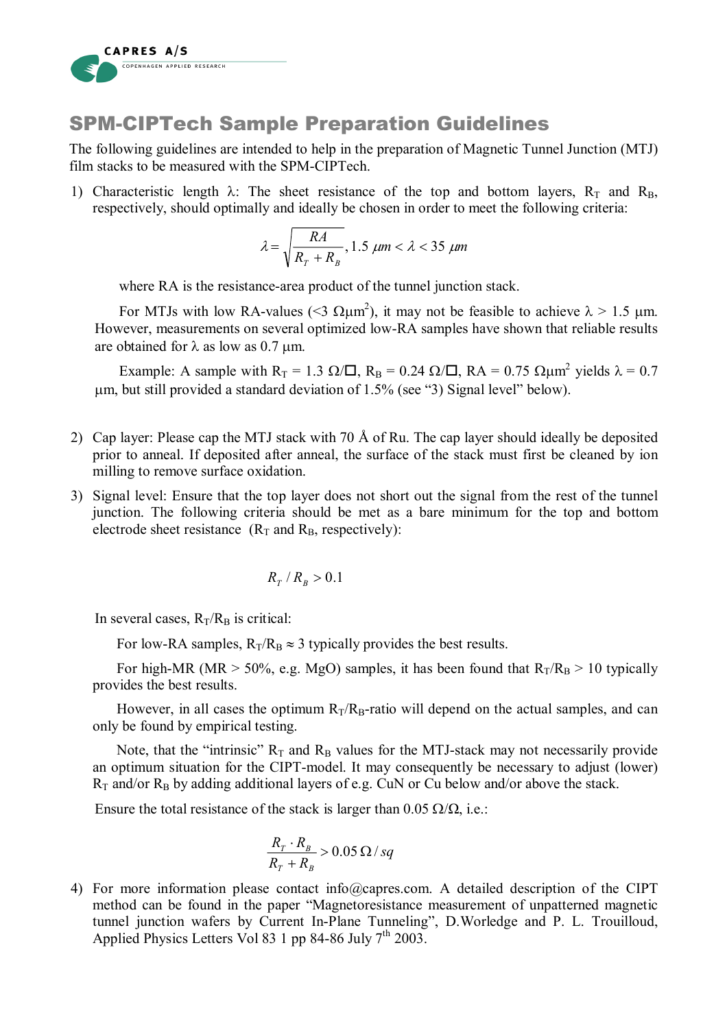CAPRES A/S

COPENHAGEN APPLIED RESEARCH

# SPM-CIPTech Sample Preparation Guidelines

The following guidelines are intended to help in the preparation of Magnetic Tunnel Junction (MTJ) film stacks to be measured with the SPM-CIPTech.

1) Characteristic length $\lambda$: The sheet resistance of the top and bottom layers, $R_T$ and $R_B$, respectively, should optimally and ideally be chosen in order to meet the following criteria:

$$\lambda = \sqrt{\frac{RA}{R_T + R_B}}, 1.5\ \mu m < \lambda < 35\ \mu m$$

where RA is the resistance-area product of the tunnel junction stack.

For MTJs with low RA-values (<3 $\Omega\mu m^2$), it may not be feasible to achieve $\lambda$ > 1.5 µm. However, measurements on several optimized low-RA samples have shown that reliable results are obtained for $\lambda$ as low as 0.7 µm.

Example: A sample with $R_T$ = 1.3 Ω/□, $R_B$ = 0.24 Ω/□, RA = 0.75 $\Omega\mu m^2$ yields $\lambda$ = 0.7 µm, but still provided a standard deviation of 1.5% (see "3) Signal level" below).

2) Cap layer: Please cap the MTJ stack with 70 Å of Ru. The cap layer should ideally be deposited prior to anneal. If deposited after anneal, the surface of the stack must first be cleaned by ion milling to remove surface oxidation.

3) Signal level: Ensure that the top layer does not short out the signal from the rest of the tunnel junction. The following criteria should be met as a bare minimum for the top and bottom electrode sheet resistance ($R_T$ and $R_B$, respectively):

$$R_T / R_B > 0.1$$

In several cases, $R_T/R_B$ is critical:

For low-RA samples, $R_T/R_B \approx 3$ typically provides the best results.

For high-MR (MR > 50%, e.g. MgO) samples, it has been found that $R_T/R_B > 10$ typically provides the best results.

However, in all cases the optimum $R_T/R_B$-ratio will depend on the actual samples, and can only be found by empirical testing.

Note, that the "intrinsic" $R_T$ and $R_B$ values for the MTJ-stack may not necessarily provide an optimum situation for the CIPT-model. It may consequently be necessary to adjust (lower) $R_T$ and/or $R_B$ by adding additional layers of e.g. CuN or Cu below and/or above the stack.

Ensure the total resistance of the stack is larger than 0.05 Ω/Ω, i.e.:

$$\frac{R_T \cdot R_B}{R_T + R_B} > 0.05\,\Omega / sq$$

4) For more information please contact info@capres.com. A detailed description of the CIPT method can be found in the paper "Magnetoresistance measurement of unpatterned magnetic tunnel junction wafers by Current In-Plane Tunneling", D.Worledge and P. L. Trouilloud, Applied Physics Letters Vol 83 1 pp 84-86 July 7th 2003.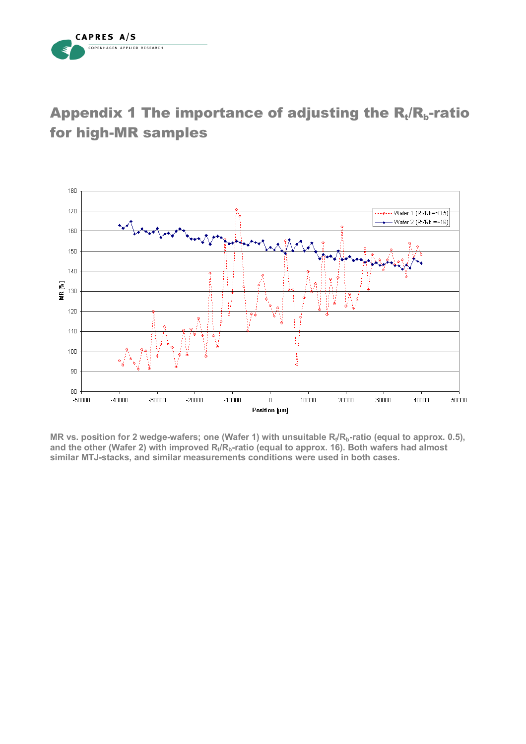# Appendix 1 The importance of adjusting the $R_t/R_b$-ratio for high-MR samples

180
170
160
150
140
130
120
110
100
90
80

MR [%]

-50000 -40000 -30000 -20000 -10000 0 10000 20000 30000 40000 50000

Position [µm]

Wafer 1 (Rt/Rb=~0.5)
Wafer 2 (Rt/Rb =~16)

**MR vs. position for 2 wedge-wafers; one (Wafer 1) with unsuitable $R_t/R_b$-ratio (equal to approx. 0.5), and the other (Wafer 2) with improved $R_t/R_b$-ratio (equal to approx. 16). Both wafers had almost similar MTJ-stacks, and similar measurements conditions were used in both cases.**